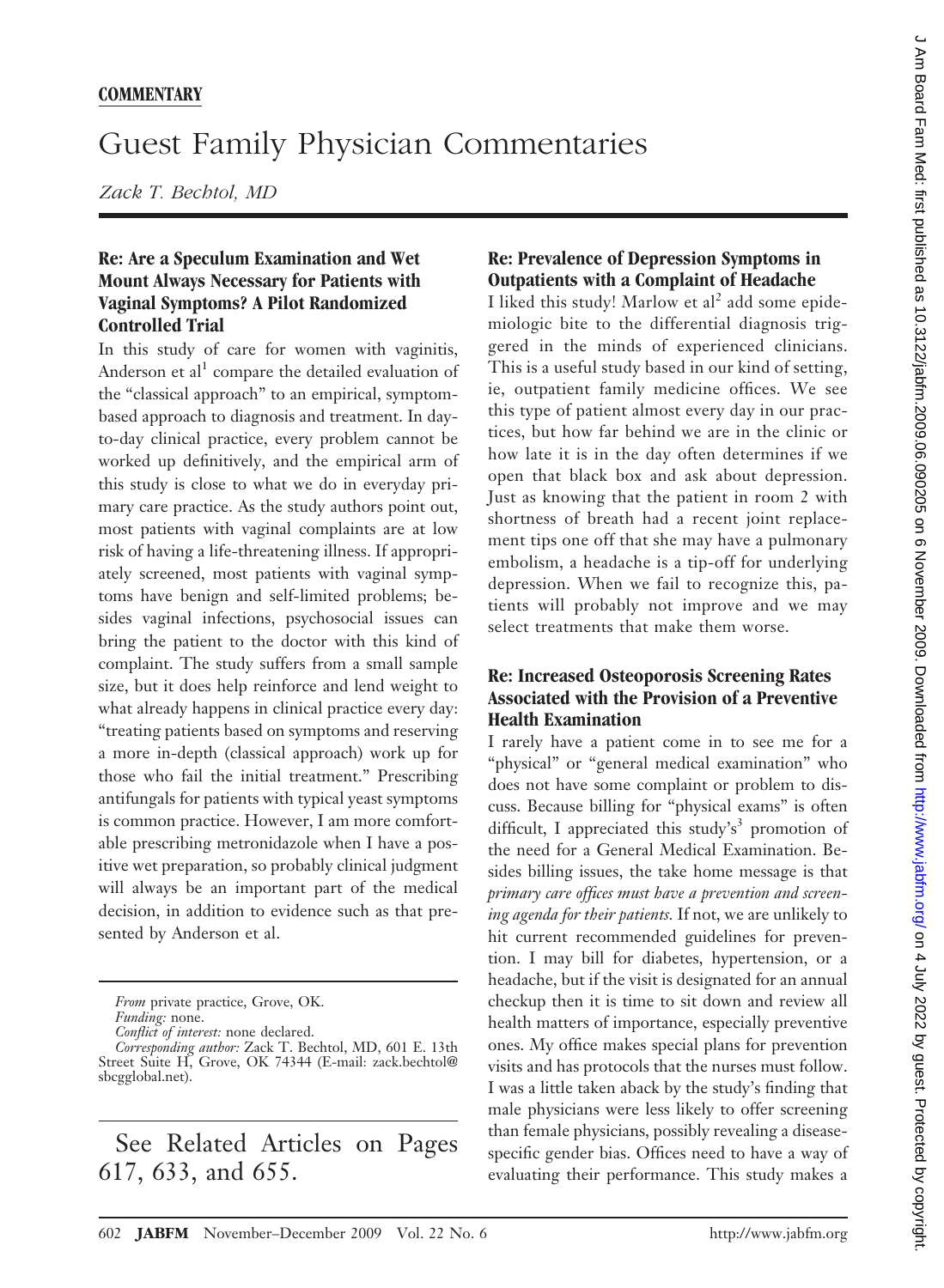**COMMENTARY**

# Guest Family Physician Commentaries

*Zack T. Bechtol, MD*

### Re: Are a Speculum Examination and Wet Mount Always Necessary for Patients with Vaginal Symptoms? A Pilot Randomized Controlled Trial

In this study of care for women with vaginitis, Anderson et al[1] compare the detailed evaluation of the "classical approach" to an empirical, symptom-based approach to diagnosis and treatment. In day-to-day clinical practice, every problem cannot be worked up definitively, and the empirical arm of this study is close to what we do in everyday primary care practice. As the study authors point out, most patients with vaginal complaints are at low risk of having a life-threatening illness. If appropriately screened, most patients with vaginal symptoms have benign and self-limited problems; besides vaginal infections, psychosocial issues can bring the patient to the doctor with this kind of complaint. The study suffers from a small sample size, but it does help reinforce and lend weight to what already happens in clinical practice every day: "treating patients based on symptoms and reserving a more in-depth (classical approach) work up for those who fail the initial treatment." Prescribing antifungals for patients with typical yeast symptoms is common practice. However, I am more comfortable prescribing metronidazole when I have a positive wet preparation, so probably clinical judgment will always be an important part of the medical decision, in addition to evidence such as that presented by Anderson et al.

*From* private practice, Grove, OK.
*Funding:* none.
*Conflict of interest:* none declared.
*Corresponding author:* Zack T. Bechtol, MD, 601 E. 13th Street Suite H, Grove, OK 74344 (E-mail: zack.bechtol@sbcglobal.net).

See Related Articles on Pages 617, 633, and 655.

### Re: Prevalence of Depression Symptoms in Outpatients with a Complaint of Headache

I liked this study! Marlow et al[2] add some epidemiologic bite to the differential diagnosis triggered in the minds of experienced clinicians. This is a useful study based in our kind of setting, ie, outpatient family medicine offices. We see this type of patient almost every day in our practices, but how far behind we are in the clinic or how late it is in the day often determines if we open that black box and ask about depression. Just as knowing that the patient in room 2 with shortness of breath had a recent joint replacement tips one off that she may have a pulmonary embolism, a headache is a tip-off for underlying depression. When we fail to recognize this, patients will probably not improve and we may select treatments that make them worse.

### Re: Increased Osteoporosis Screening Rates Associated with the Provision of a Preventive Health Examination

I rarely have a patient come in to see me for a "physical" or "general medical examination" who does not have some complaint or problem to discuss. Because billing for "physical exams" is often difficult, I appreciated this study's's[3] promotion of the need for a General Medical Examination. Besides billing issues, the take home message is that *primary care offices must have a prevention and screening agenda for their patients.* If not, we are unlikely to hit current recommended guidelines for prevention. I may bill for diabetes, hypertension, or a headache, but if the visit is designated for an annual checkup then it is time to sit down and review all health matters of importance, especially preventive ones. My office makes special plans for prevention visits and has protocols that the nurses must follow. I was a little taken aback by the study's finding that male physicians were less likely to offer screening than female physicians, possibly revealing a disease-specific gender bias. Offices need to have a way of evaluating their performance. This study makes a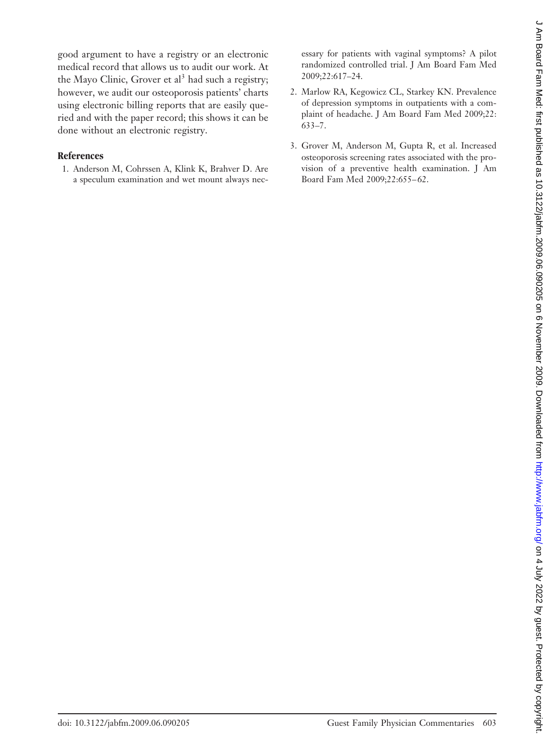good argument to have a registry or an electronic medical record that allows us to audit our work. At the Mayo Clinic, Grover et al[3] had such a registry; however, we audit our osteoporosis patients' charts using electronic billing reports that are easily queried and with the paper record; this shows it can be done without an electronic registry.

## References

1. Anderson M, Cohrssen A, Klink K, Brahver D. Are a speculum examination and wet mount always necessary for patients with vaginal symptoms? A pilot randomized controlled trial. J Am Board Fam Med 2009;22:617–24.
2. Marlow RA, Kegowicz CL, Starkey KN. Prevalence of depression symptoms in outpatients with a complaint of headache. J Am Board Fam Med 2009;22: 633–7.
3. Grover M, Anderson M, Gupta R, et al. Increased osteoporosis screening rates associated with the provision of a preventive health examination. J Am Board Fam Med 2009;22:655–62.